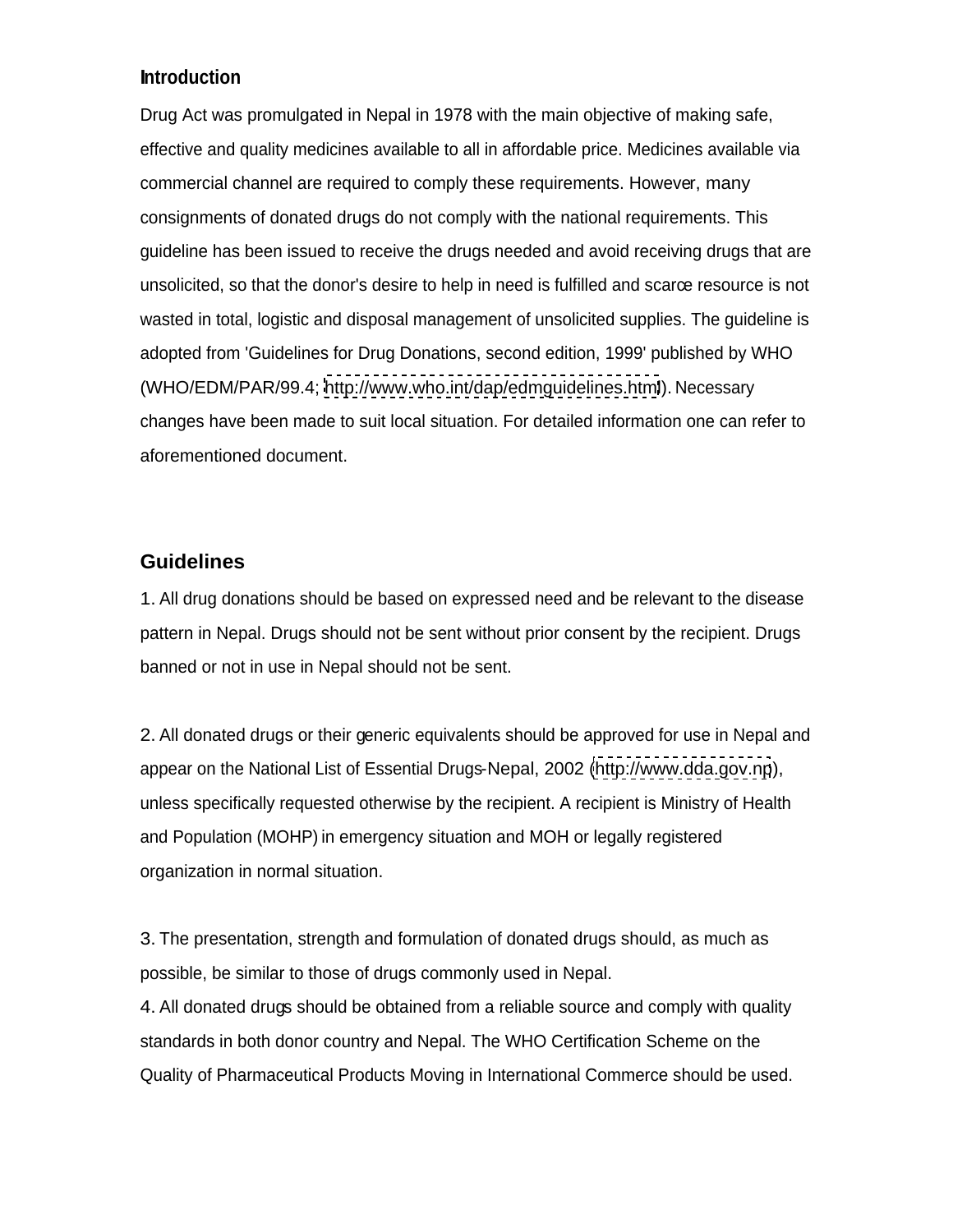## Introduction

Drug Act was promulgated in Nepal in 1978 with the main objective of making safe, effective and quality medicines available to all in affordable price. Medicines available via commercial channel are required to comply these requirements. However, many consignments of donated drugs do not comply with the national requirements. This guideline has been issued to receive the drugs needed and avoid receiving drugs that are unsolicited, so that the donor's desire to help in need is fulfilled and scarce resource is not wasted in total, logistic and disposal management of unsolicited supplies. The guideline is adopted from 'Guidelines for Drug Donations, second edition, 1999' published by WHO (WHO/EDM/PAR/99.4; http://www.who.int/dap/edmguidelines.html). Necessary changes have been made to suit local situation. For detailed information one can refer to aforementioned document.

## Guidelines

1. All drug donations should be based on expressed need and be relevant to the disease pattern in Nepal. Drugs should not be sent without prior consent by the recipient. Drugs banned or not in use in Nepal should not be sent.

2. All donated drugs or their generic equivalents should be approved for use in Nepal and appear on the National List of Essential Drugs-Nepal, 2002 (http://www.dda.gov.np), unless specifically requested otherwise by the recipient. A recipient is Ministry of Health and Population (MOHP) in emergency situation and MOH or legally registered organization in normal situation.

3. The presentation, strength and formulation of donated drugs should, as much as possible, be similar to those of drugs commonly used in Nepal.

4. All donated drugs should be obtained from a reliable source and comply with quality standards in both donor country and Nepal. The WHO Certification Scheme on the Quality of Pharmaceutical Products Moving in International Commerce should be used.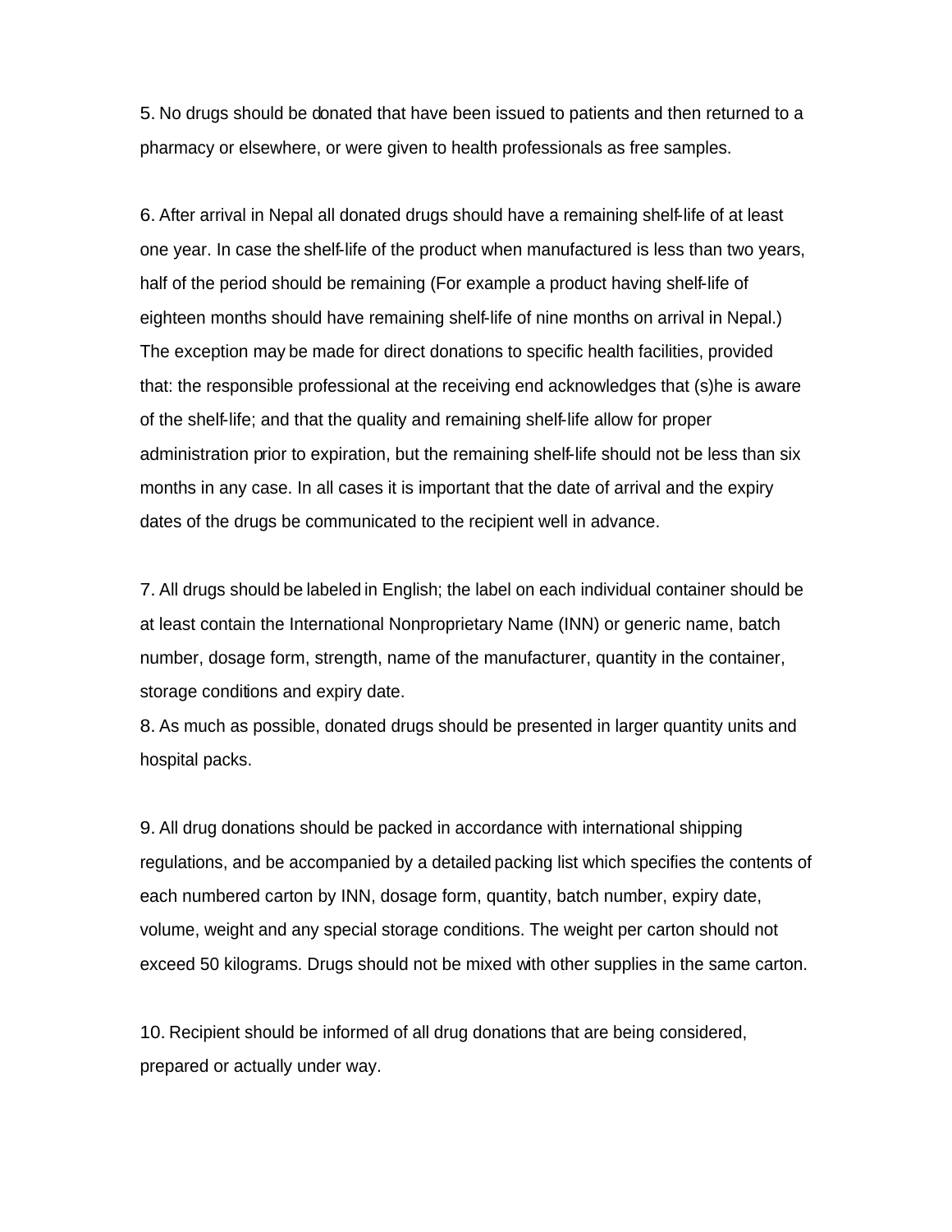5. No drugs should be donated that have been issued to patients and then returned to a pharmacy or elsewhere, or were given to health professionals as free samples.

6. After arrival in Nepal all donated drugs should have a remaining shelf-life of at least one year. In case the shelf-life of the product when manufactured is less than two years, half of the period should be remaining (For example a product having shelf-life of eighteen months should have remaining shelf-life of nine months on arrival in Nepal.) The exception may be made for direct donations to specific health facilities, provided that: the responsible professional at the receiving end acknowledges that (s)he is aware of the shelf-life; and that the quality and remaining shelf-life allow for proper administration prior to expiration, but the remaining shelf-life should not be less than six months in any case. In all cases it is important that the date of arrival and the expiry dates of the drugs be communicated to the recipient well in advance.

7. All drugs should be labeled in English; the label on each individual container should be at least contain the International Nonproprietary Name (INN) or generic name, batch number, dosage form, strength, name of the manufacturer, quantity in the container, storage conditions and expiry date.

8. As much as possible, donated drugs should be presented in larger quantity units and hospital packs.

9. All drug donations should be packed in accordance with international shipping regulations, and be accompanied by a detailed packing list which specifies the contents of each numbered carton by INN, dosage form, quantity, batch number, expiry date, volume, weight and any special storage conditions. The weight per carton should not exceed 50 kilograms. Drugs should not be mixed with other supplies in the same carton.

10. Recipient should be informed of all drug donations that are being considered, prepared or actually under way.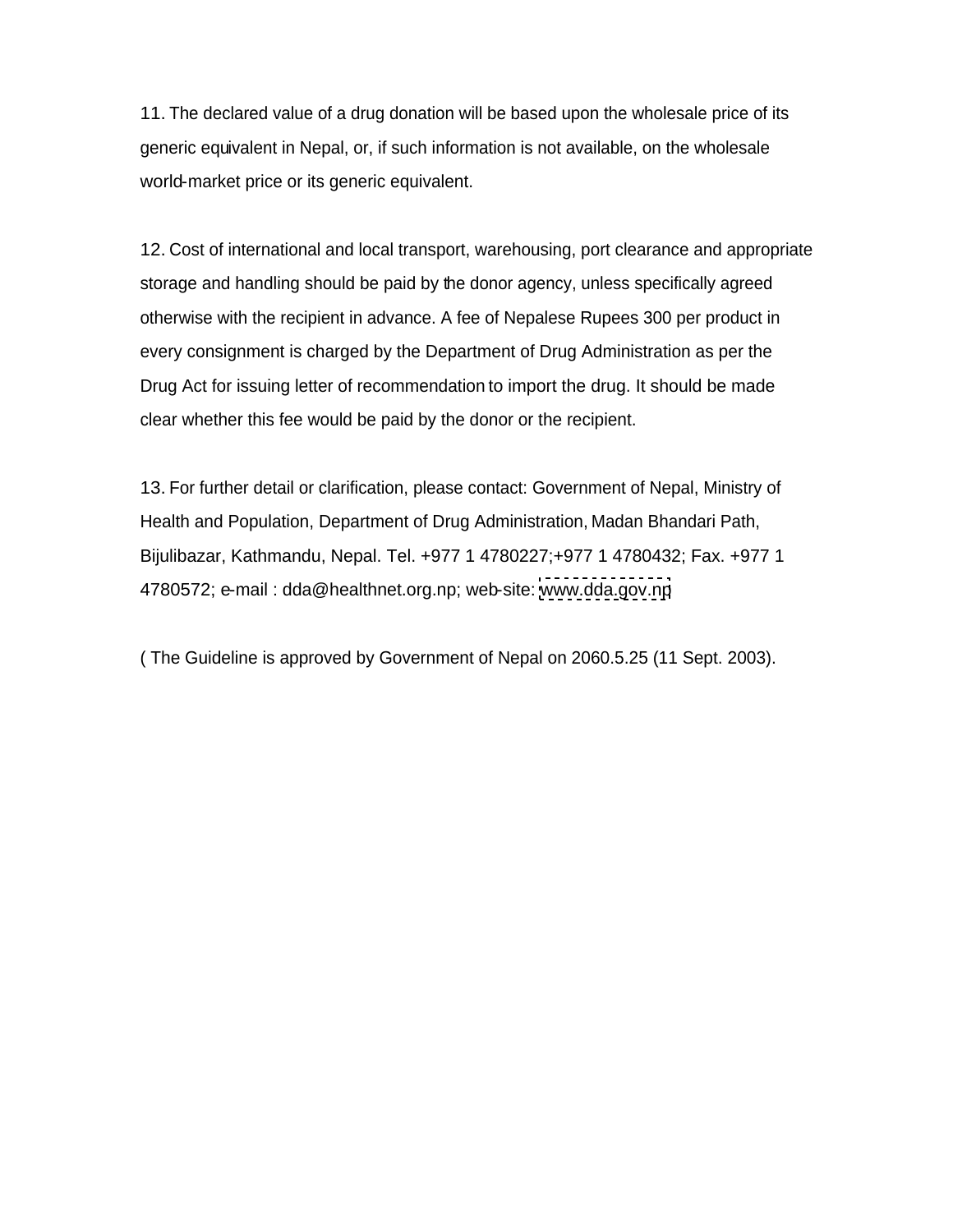11. The declared value of a drug donation will be based upon the wholesale price of its generic equivalent in Nepal, or, if such information is not available, on the wholesale world-market price or its generic equivalent.

12. Cost of international and local transport, warehousing, port clearance and appropriate storage and handling should be paid by the donor agency, unless specifically agreed otherwise with the recipient in advance. A fee of Nepalese Rupees 300 per product in every consignment is charged by the Department of Drug Administration as per the Drug Act for issuing letter of recommendation to import the drug. It should be made clear whether this fee would be paid by the donor or the recipient.

13. For further detail or clarification, please contact: Government of Nepal, Ministry of Health and Population, Department of Drug Administration, Madan Bhandari Path, Bijulibazar, Kathmandu, Nepal. Tel. +977 1 4780227;+977 1 4780432; Fax. +977 1 4780572; e-mail : dda@healthnet.org.np; web-site: www.dda.gov.np

( The Guideline is approved by Government of Nepal on 2060.5.25 (11 Sept. 2003).